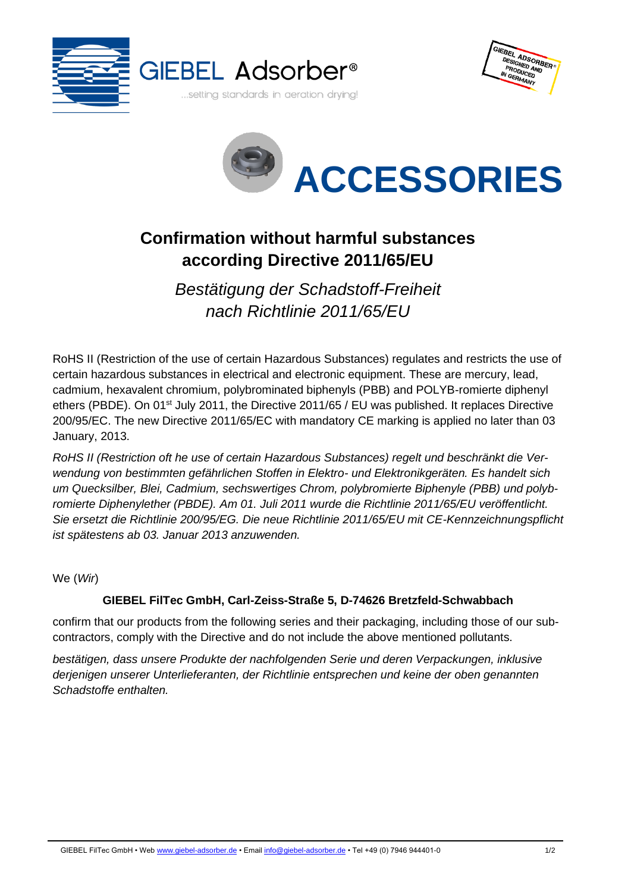GIEBEL Adsorber®

...setting standards in aeration drying!

# ACCESSORIES

## Confirmation without harmful substances according Directive 2011/65/EU

*Bestätigung der Schadstoff-Freiheit nach Richtlinie 2011/65/EU*

RoHS II (Restriction of the use of certain Hazardous Substances) regulates and restricts the use of certain hazardous substances in electrical and electronic equipment. These are mercury, lead, cadmium, hexavalent chromium, polybrominated biphenyls (PBB) and POLYB-romierte diphenyl ethers (PBDE). On 01st July 2011, the Directive 2011/65 / EU was published. It replaces Directive 200/95/EC. The new Directive 2011/65/EC with mandatory CE marking is applied no later than 03 January, 2013.

*RoHS II (Restriction oft he use of certain Hazardous Substances) regelt und beschränkt die Verwendung von bestimmten gefährlichen Stoffen in Elektro- und Elektronikgeräten. Es handelt sich um Quecksilber, Blei, Cadmium, sechswertiges Chrom, polybromierte Biphenyle (PBB) und polybromierte Diphenylether (PBDE). Am 01. Juli 2011 wurde die Richtlinie 2011/65/EU veröffentlicht. Sie ersetzt die Richtlinie 200/95/EG. Die neue Richtlinie 2011/65/EU mit CE-Kennzeichnungspflicht ist spätestens ab 03. Januar 2013 anzuwenden.*

We (*Wir*)

**GIEBEL FilTec GmbH, Carl-Zeiss-Straße 5, D-74626 Bretzfeld-Schwabbach**

confirm that our products from the following series and their packaging, including those of our subcontractors, comply with the Directive and do not include the above mentioned pollutants.

*bestätigen, dass unsere Produkte der nachfolgenden Serie und deren Verpackungen, inklusive derjenigen unserer Unterlieferanten, der Richtlinie entsprechen und keine der oben genannten Schadstoffe enthalten.*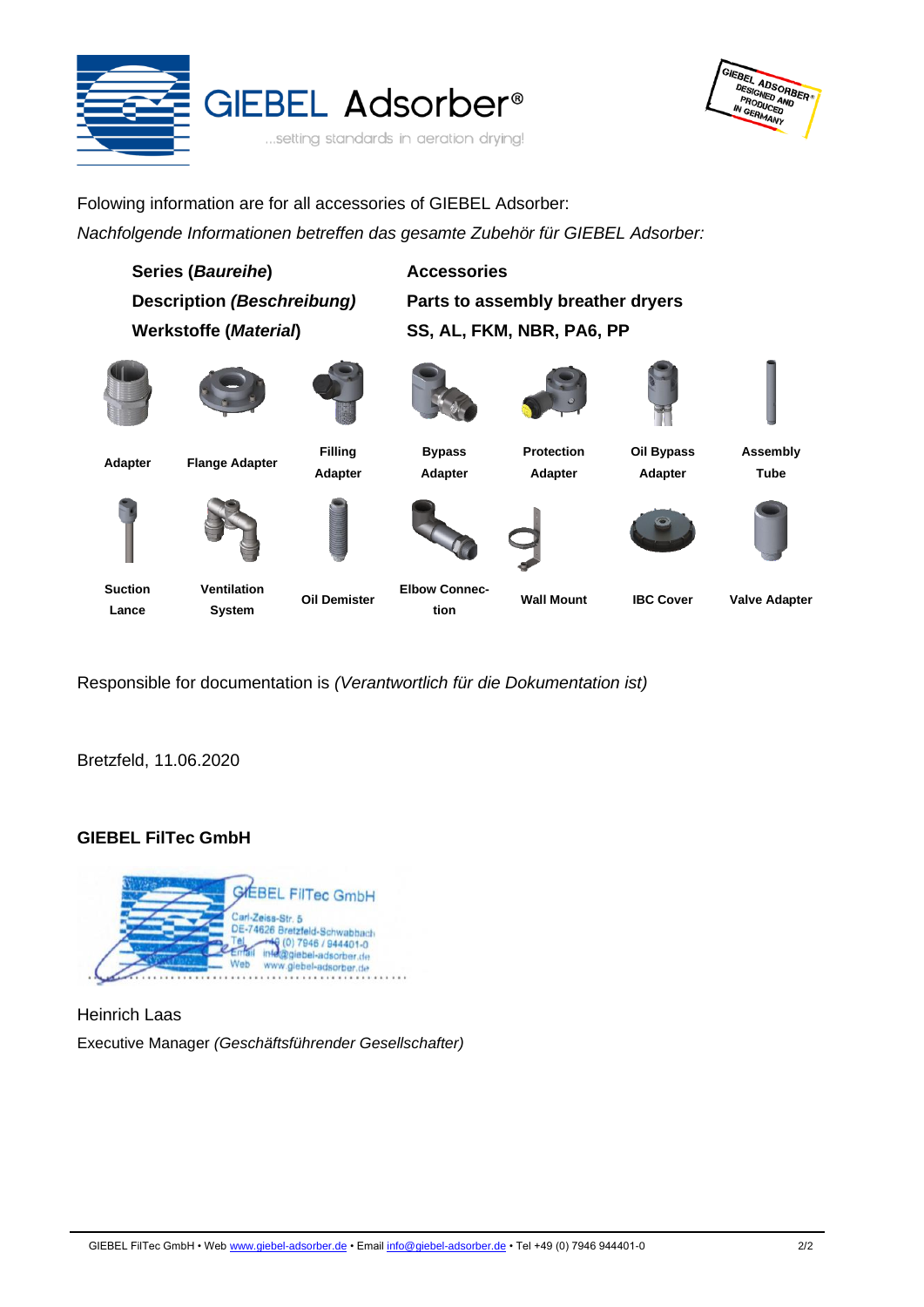Folowing information are for all accessories of GIEBEL Adsorber:

*Nachfolgende Informationen betreffen das gesamte Zubehör für GIEBEL Adsorber:*

| | |
|---|---|
| **Series (*Baureihe*)** | **Accessories** |
| **Description *(Beschreibung)*** | **Parts to assembly breather dryers** |
| **Werkstoffe (*Material*)** | **SS, AL, FKM, NBR, PA6, PP** |

| | | | | | | |
|---|---|---|---|---|---|---|
| **Adapter** | **Flange Adapter** | **Filling Adapter** | **Bypass Adapter** | **Protection Adapter** | **Oil Bypass Adapter** | **Assembly Tube** |
| **Suction Lance** | **Ventilation System** | **Oil Demister** | **Elbow Connection** | **Wall Mount** | **IBC Cover** | **Valve Adapter** |

Responsible for documentation is *(Verantwortlich für die Dokumentation ist)*

Bretzfeld, 11.06.2020

**GIEBEL FilTec GmbH**

GIEBEL FilTec GmbH
Carl-Zeiss-Str. 5
DE-74626 Bretzfeld-Schwabbach
Tel +49 (0) 7946 / 944401-0
Email info@giebel-adsorber.de
Web www.giebel-adsorber.de

Heinrich Laas

Executive Manager *(Geschäftsführender Gesellschafter)*